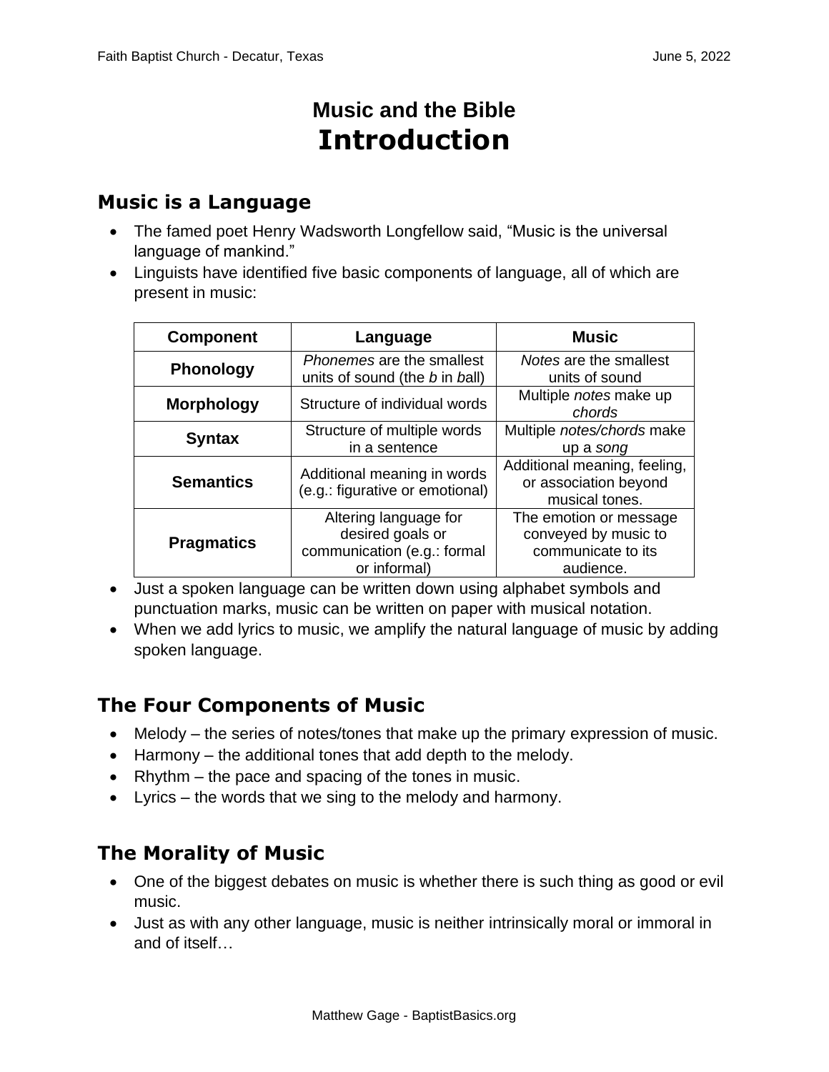# Music and the Bible
# Introduction

## Music is a Language

- The famed poet Henry Wadsworth Longfellow said, "Music is the universal language of mankind."
- Linguists have identified five basic components of language, all of which are present in music:

| Component | Language | Music |
|---|---|---|
| **Phonology** | *Phonemes* are the smallest units of sound (the *b* in *b*all) | *Notes* are the smallest units of sound |
| **Morphology** | Structure of individual words | Multiple *notes* make up *chords* |
| **Syntax** | Structure of multiple words in a sentence | Multiple *notes/chords* make up a *song* |
| **Semantics** | Additional meaning in words (e.g.: figurative or emotional) | Additional meaning, feeling, or association beyond musical tones. |
| **Pragmatics** | Altering language for desired goals or communication (e.g.: formal or informal) | The emotion or message conveyed by music to communicate to its audience. |

- Just a spoken language can be written down using alphabet symbols and punctuation marks, music can be written on paper with musical notation.
- When we add lyrics to music, we amplify the natural language of music by adding spoken language.

## The Four Components of Music

- Melody – the series of notes/tones that make up the primary expression of music.
- Harmony – the additional tones that add depth to the melody.
- Rhythm – the pace and spacing of the tones in music.
- Lyrics – the words that we sing to the melody and harmony.

## The Morality of Music

- One of the biggest debates on music is whether there is such thing as good or evil music.
- Just as with any other language, music is neither intrinsically moral or immoral in and of itself…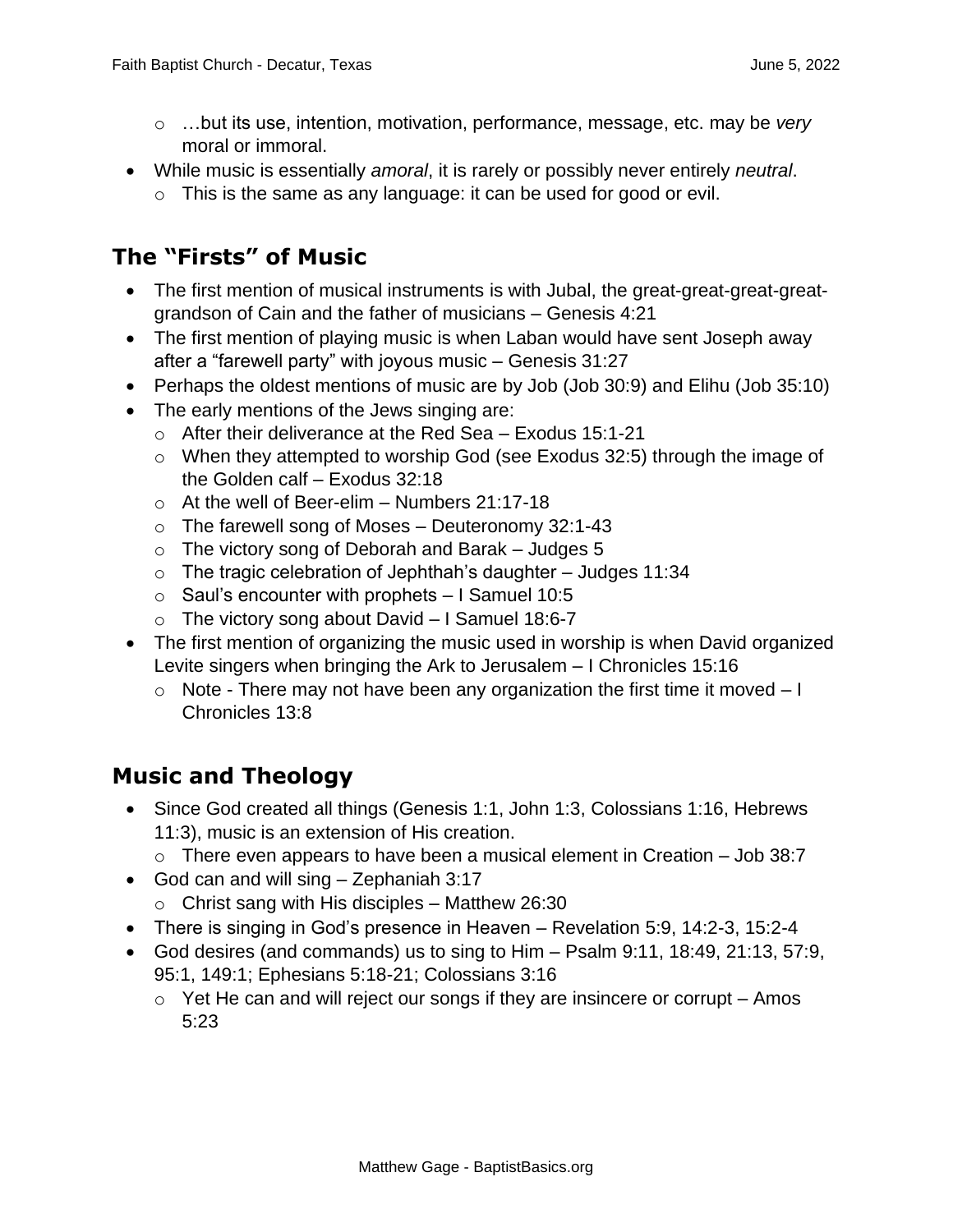- …but its use, intention, motivation, performance, message, etc. may be *very* moral or immoral.
- While music is essentially *amoral*, it is rarely or possibly never entirely *neutral*.
  - This is the same as any language: it can be used for good or evil.

## The "Firsts" of Music

- The first mention of musical instruments is with Jubal, the great-great-great-great-grandson of Cain and the father of musicians – Genesis 4:21
- The first mention of playing music is when Laban would have sent Joseph away after a "farewell party" with joyous music – Genesis 31:27
- Perhaps the oldest mentions of music are by Job (Job 30:9) and Elihu (Job 35:10)
- The early mentions of the Jews singing are:
  - After their deliverance at the Red Sea – Exodus 15:1-21
  - When they attempted to worship God (see Exodus 32:5) through the image of the Golden calf – Exodus 32:18
  - At the well of Beer-elim – Numbers 21:17-18
  - The farewell song of Moses – Deuteronomy 32:1-43
  - The victory song of Deborah and Barak – Judges 5
  - The tragic celebration of Jephthah's daughter – Judges 11:34
  - Saul's encounter with prophets – I Samuel 10:5
  - The victory song about David – I Samuel 18:6-7
- The first mention of organizing the music used in worship is when David organized Levite singers when bringing the Ark to Jerusalem – I Chronicles 15:16
  - Note - There may not have been any organization the first time it moved – I Chronicles 13:8

## Music and Theology

- Since God created all things (Genesis 1:1, John 1:3, Colossians 1:16, Hebrews 11:3), music is an extension of His creation.
  - There even appears to have been a musical element in Creation – Job 38:7
- God can and will sing – Zephaniah 3:17
  - Christ sang with His disciples – Matthew 26:30
- There is singing in God's presence in Heaven – Revelation 5:9, 14:2-3, 15:2-4
- God desires (and commands) us to sing to Him – Psalm 9:11, 18:49, 21:13, 57:9, 95:1, 149:1; Ephesians 5:18-21; Colossians 3:16
  - Yet He can and will reject our songs if they are insincere or corrupt – Amos 5:23